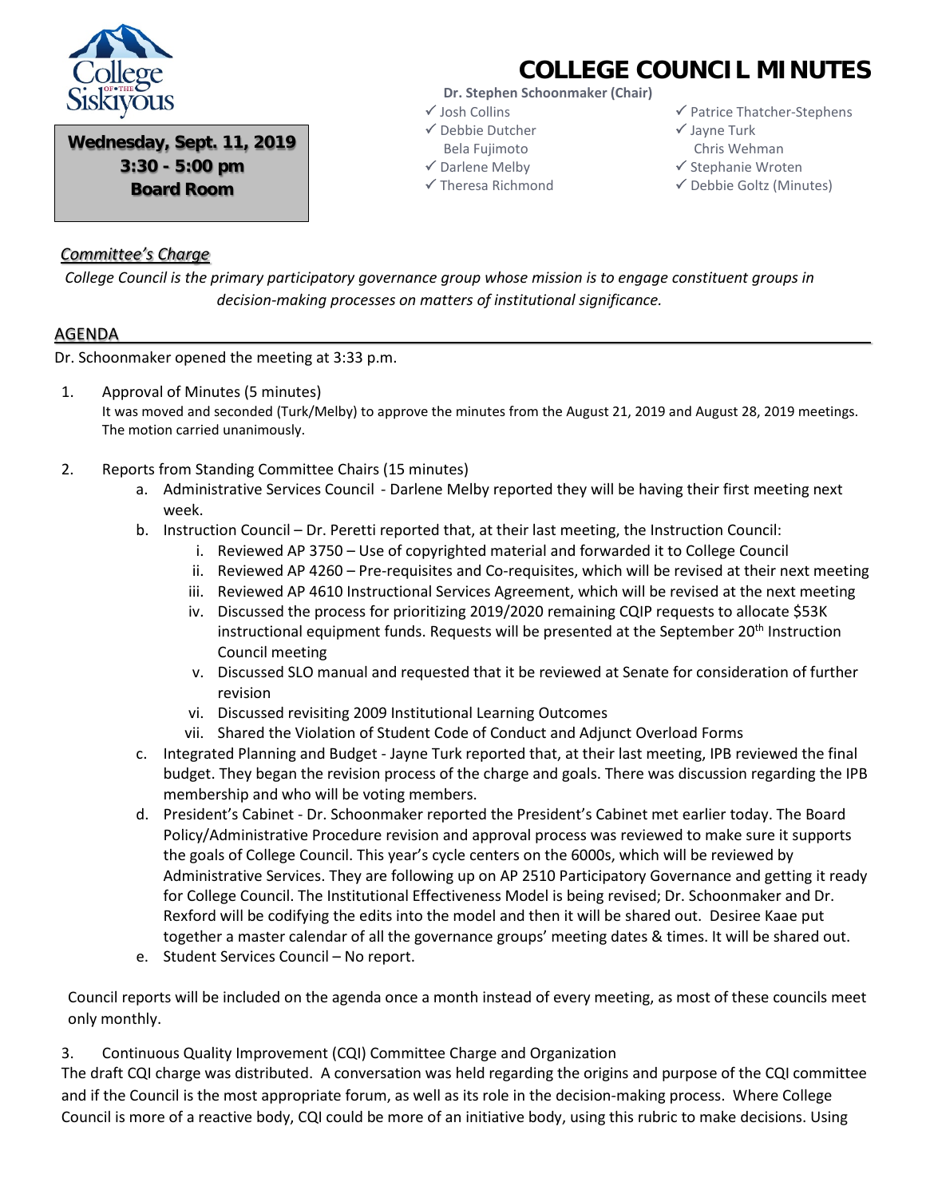# COLLEGE COUNCIL MINUTES

**Wednesday, Sept. 11, 2019**
**3:30 - 5:00 pm**
**Board Room**

**Dr. Stephen Schoonmaker (Chair)**

- ✓ Josh Collins
- ✓ Debbie Dutcher
- Bela Fujimoto
- ✓ Darlene Melby
- ✓ Theresa Richmond
- ✓ Patrice Thatcher-Stephens
- ✓ Jayne Turk
- Chris Wehman
- ✓ Stephanie Wroten
- ✓ Debbie Goltz (Minutes)

## *Committee's Charge*

*College Council is the primary participatory governance group whose mission is to engage constituent groups in decision-making processes on matters of institutional significance.*

## AGENDA

Dr. Schoonmaker opened the meeting at 3:33 p.m.

1. Approval of Minutes (5 minutes)
   It was moved and seconded (Turk/Melby) to approve the minutes from the August 21, 2019 and August 28, 2019 meetings. The motion carried unanimously.

2. Reports from Standing Committee Chairs (15 minutes)
   a. Administrative Services Council - Darlene Melby reported they will be having their first meeting next week.
   b. Instruction Council – Dr. Peretti reported that, at their last meeting, the Instruction Council:
      i. Reviewed AP 3750 – Use of copyrighted material and forwarded it to College Council
      ii. Reviewed AP 4260 – Pre-requisites and Co-requisites, which will be revised at their next meeting
      iii. Reviewed AP 4610 Instructional Services Agreement, which will be revised at the next meeting
      iv. Discussed the process for prioritizing 2019/2020 remaining CQIP requests to allocate $53K instructional equipment funds. Requests will be presented at the September 20th Instruction Council meeting
      v. Discussed SLO manual and requested that it be reviewed at Senate for consideration of further revision
      vi. Discussed revisiting 2009 Institutional Learning Outcomes
      vii. Shared the Violation of Student Code of Conduct and Adjunct Overload Forms
   c. Integrated Planning and Budget - Jayne Turk reported that, at their last meeting, IPB reviewed the final budget. They began the revision process of the charge and goals. There was discussion regarding the IPB membership and who will be voting members.
   d. President's Cabinet - Dr. Schoonmaker reported the President's Cabinet met earlier today. The Board Policy/Administrative Procedure revision and approval process was reviewed to make sure it supports the goals of College Council. This year's cycle centers on the 6000s, which will be reviewed by Administrative Services. They are following up on AP 2510 Participatory Governance and getting it ready for College Council. The Institutional Effectiveness Model is being revised; Dr. Schoonmaker and Dr. Rexford will be codifying the edits into the model and then it will be shared out. Desiree Kaae put together a master calendar of all the governance groups' meeting dates & times. It will be shared out.
   e. Student Services Council – No report.

Council reports will be included on the agenda once a month instead of every meeting, as most of these councils meet only monthly.

3. Continuous Quality Improvement (CQI) Committee Charge and Organization

The draft CQI charge was distributed. A conversation was held regarding the origins and purpose of the CQI committee and if the Council is the most appropriate forum, as well as its role in the decision-making process. Where College Council is more of a reactive body, CQI could be more of an initiative body, using this rubric to make decisions. Using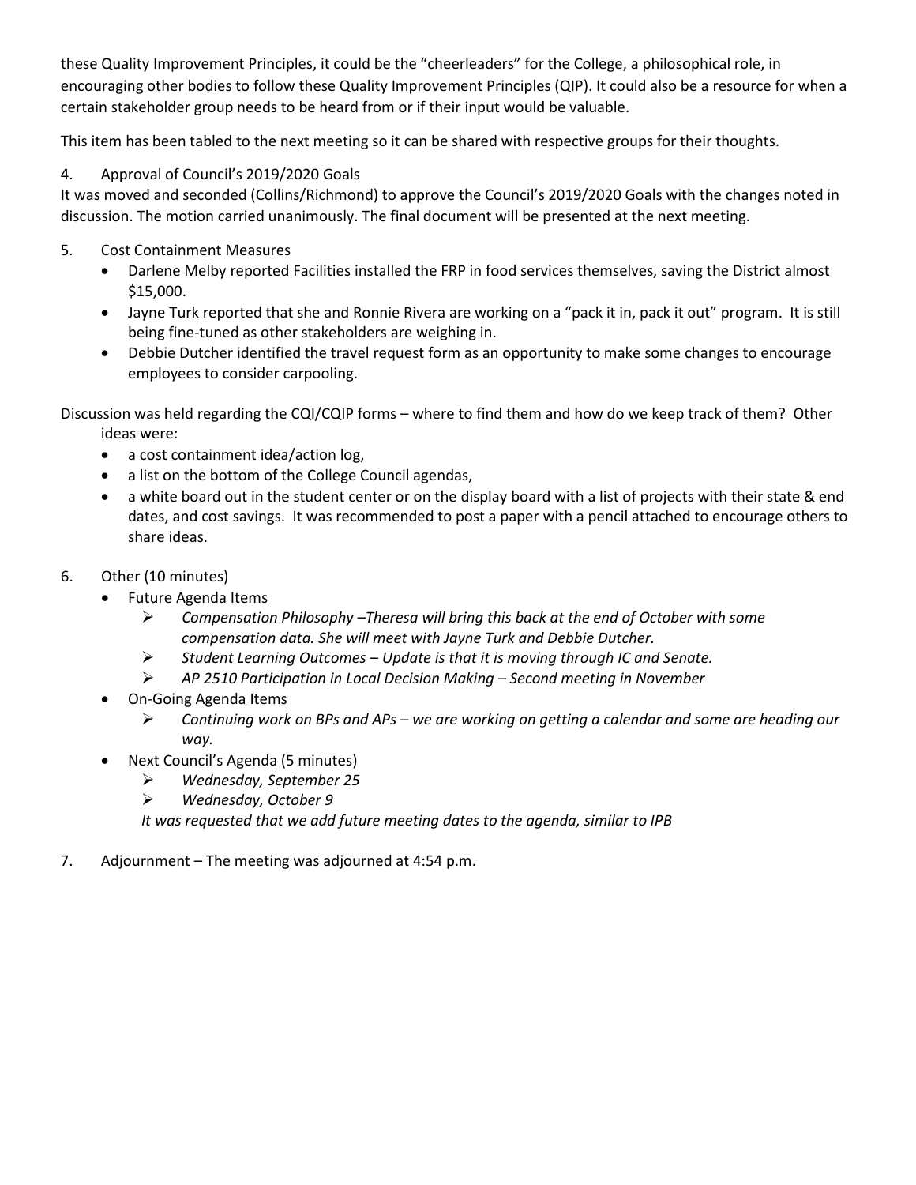these Quality Improvement Principles, it could be the "cheerleaders" for the College, a philosophical role, in encouraging other bodies to follow these Quality Improvement Principles (QIP). It could also be a resource for when a certain stakeholder group needs to be heard from or if their input would be valuable.

This item has been tabled to the next meeting so it can be shared with respective groups for their thoughts.

4. Approval of Council's 2019/2020 Goals

It was moved and seconded (Collins/Richmond) to approve the Council's 2019/2020 Goals with the changes noted in discussion. The motion carried unanimously. The final document will be presented at the next meeting.

5. Cost Containment Measures
   - Darlene Melby reported Facilities installed the FRP in food services themselves, saving the District almost $15,000.
   - Jayne Turk reported that she and Ronnie Rivera are working on a "pack it in, pack it out" program. It is still being fine-tuned as other stakeholders are weighing in.
   - Debbie Dutcher identified the travel request form as an opportunity to make some changes to encourage employees to consider carpooling.

Discussion was held regarding the CQI/CQIP forms – where to find them and how do we keep track of them? Other ideas were:

- a cost containment idea/action log,
- a list on the bottom of the College Council agendas,
- a white board out in the student center or on the display board with a list of projects with their state & end dates, and cost savings. It was recommended to post a paper with a pencil attached to encourage others to share ideas.

6. Other (10 minutes)
   - Future Agenda Items
     - *Compensation Philosophy –Theresa will bring this back at the end of October with some compensation data. She will meet with Jayne Turk and Debbie Dutcher.*
     - *Student Learning Outcomes – Update is that it is moving through IC and Senate.*
     - *AP 2510 Participation in Local Decision Making – Second meeting in November*
   - On-Going Agenda Items
     - *Continuing work on BPs and APs – we are working on getting a calendar and some are heading our way.*
   - Next Council's Agenda (5 minutes)
     - *Wednesday, September 25*
     - *Wednesday, October 9*

     *It was requested that we add future meeting dates to the agenda, similar to IPB*

7. Adjournment – The meeting was adjourned at 4:54 p.m.